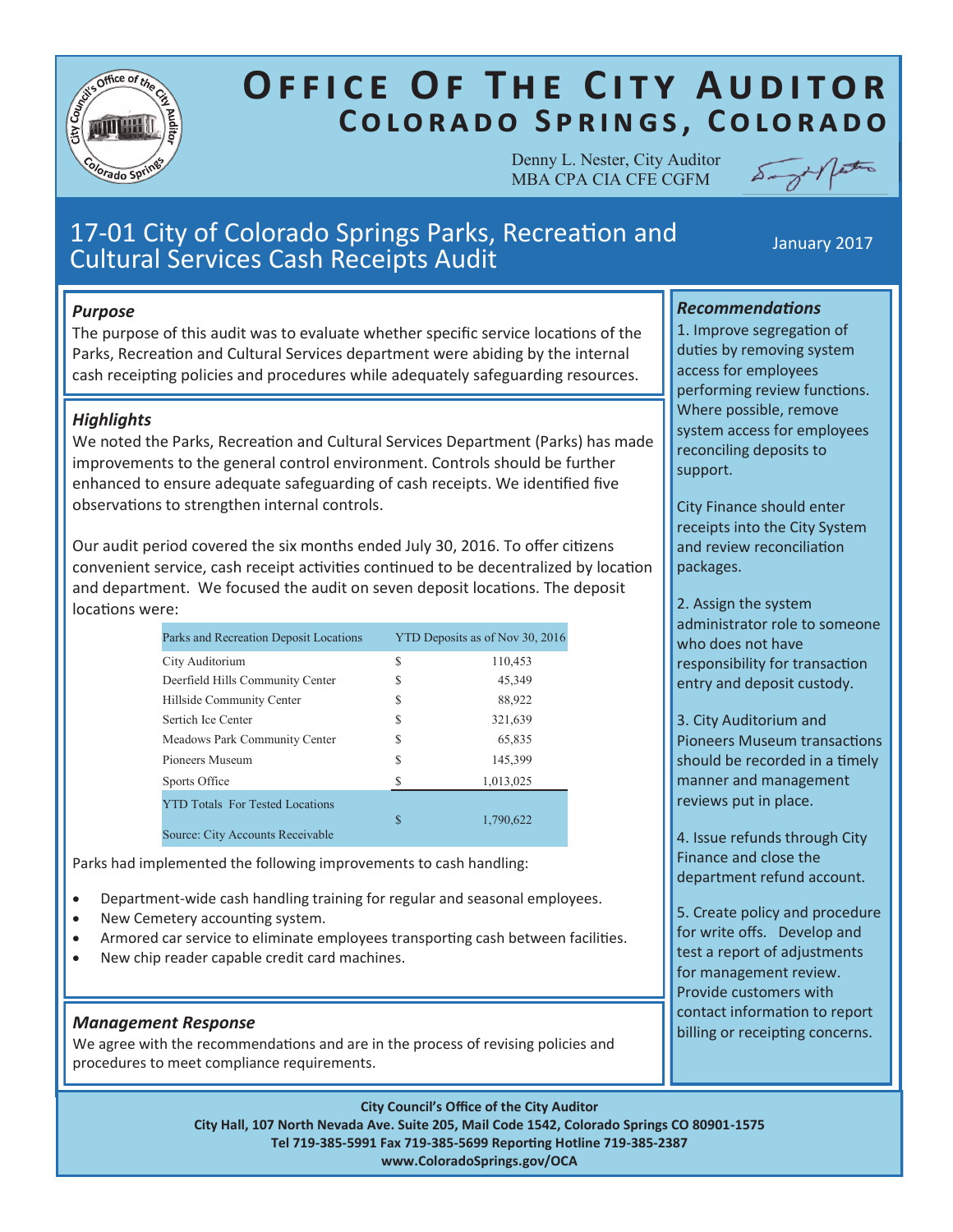# Office Of The City Auditor
## Colorado Springs, Colorado

Denny L. Nester, City Auditor
MBA CPA CIA CFE CGFM

## 17-01 City of Colorado Springs Parks, Recreation and Cultural Services Cash Receipts Audit

January 2017

### *Purpose*

The purpose of this audit was to evaluate whether specific service locations of the Parks, Recreation and Cultural Services department were abiding by the internal cash receipting policies and procedures while adequately safeguarding resources.

### *Highlights*

We noted the Parks, Recreation and Cultural Services Department (Parks) has made improvements to the general control environment. Controls should be further enhanced to ensure adequate safeguarding of cash receipts. We identified five observations to strengthen internal controls.

Our audit period covered the six months ended July 30, 2016. To offer citizens convenient service, cash receipt activities continued to be decentralized by location and department. We focused the audit on seven deposit locations. The deposit locations were:

| Parks and Recreation Deposit Locations | YTD Deposits as of Nov 30, 2016 | |
|---|---|---|
| City Auditorium | $ | 110,453 |
| Deerfield Hills Community Center | $ | 45,349 |
| Hillside Community Center | $ | 88,922 |
| Sertich Ice Center | $ | 321,639 |
| Meadows Park Community Center | $ | 65,835 |
| Pioneers Museum | $ | 145,399 |
| Sports Office | $ | 1,013,025 |
| YTD Totals For Tested Locations | $ | 1,790,622 |
| Source: City Accounts Receivable | | |

Parks had implemented the following improvements to cash handling:

- Department-wide cash handling training for regular and seasonal employees.
- New Cemetery accounting system.
- Armored car service to eliminate employees transporting cash between facilities.
- New chip reader capable credit card machines.

### *Management Response*

We agree with the recommendations and are in the process of revising policies and procedures to meet compliance requirements.

### *Recommendations*

1. Improve segregation of duties by removing system access for employees performing review functions. Where possible, remove system access for employees reconciling deposits to support.

City Finance should enter receipts into the City System and review reconciliation packages.

2. Assign the system administrator role to someone who does not have responsibility for transaction entry and deposit custody.

3. City Auditorium and Pioneers Museum transactions should be recorded in a timely manner and management reviews put in place.

4. Issue refunds through City Finance and close the department refund account.

5. Create policy and procedure for write offs. Develop and test a report of adjustments for management review. Provide customers with contact information to report billing or receipting concerns.

**City Council's Office of the City Auditor**
**City Hall, 107 North Nevada Ave. Suite 205, Mail Code 1542, Colorado Springs CO 80901-1575**
**Tel 719-385-5991 Fax 719-385-5699 Reporting Hotline 719-385-2387**
**www.ColoradoSprings.gov/OCA**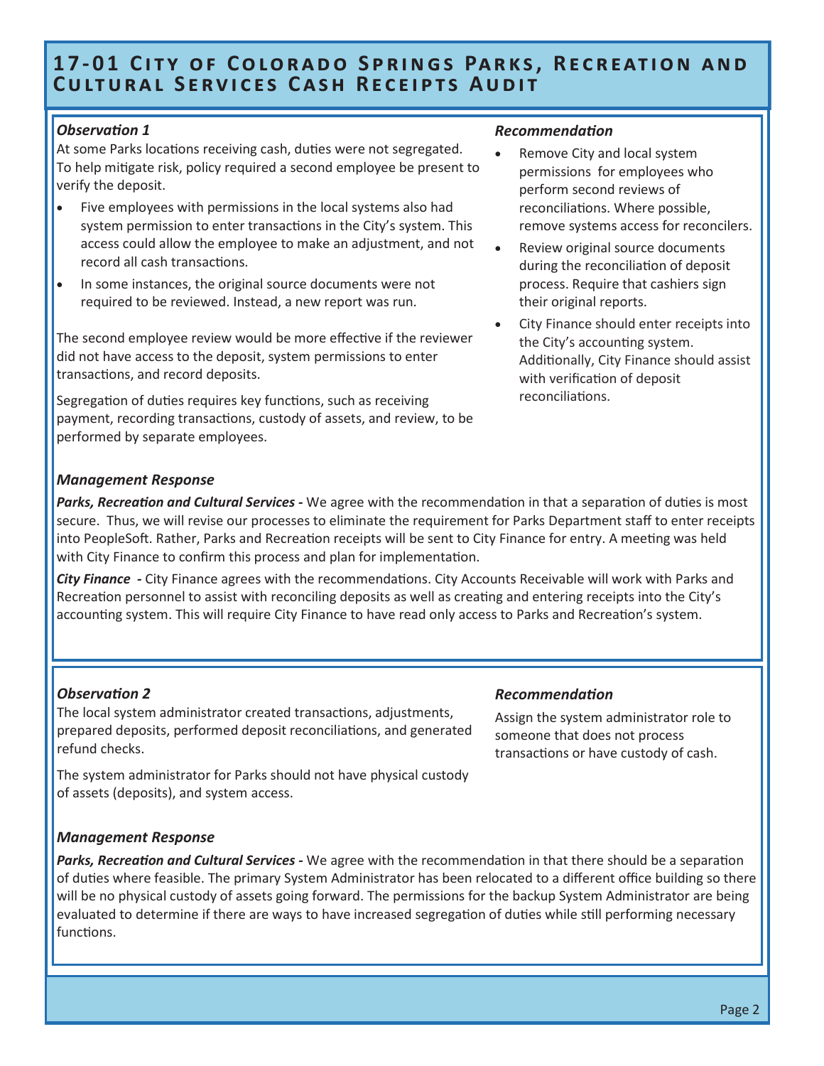# 17-01 City of Colorado Springs Parks, Recreation and Cultural Services Cash Receipts Audit

### *Observation 1*

At some Parks locations receiving cash, duties were not segregated. To help mitigate risk, policy required a second employee be present to verify the deposit.

- Five employees with permissions in the local systems also had system permission to enter transactions in the City's system. This access could allow the employee to make an adjustment, and not record all cash transactions.
- In some instances, the original source documents were not required to be reviewed. Instead, a new report was run.

The second employee review would be more effective if the reviewer did not have access to the deposit, system permissions to enter transactions, and record deposits.

Segregation of duties requires key functions, such as receiving payment, recording transactions, custody of assets, and review, to be performed by separate employees.

### *Recommendation*

- Remove City and local system permissions for employees who perform second reviews of reconciliations. Where possible, remove systems access for reconcilers.
- Review original source documents during the reconciliation of deposit process. Require that cashiers sign their original reports.
- City Finance should enter receipts into the City's accounting system. Additionally, City Finance should assist with verification of deposit reconciliations.

### *Management Response*

***Parks, Recreation and Cultural Services -*** We agree with the recommendation in that a separation of duties is most secure. Thus, we will revise our processes to eliminate the requirement for Parks Department staff to enter receipts into PeopleSoft. Rather, Parks and Recreation receipts will be sent to City Finance for entry. A meeting was held with City Finance to confirm this process and plan for implementation.

***City Finance -*** City Finance agrees with the recommendations. City Accounts Receivable will work with Parks and Recreation personnel to assist with reconciling deposits as well as creating and entering receipts into the City's accounting system. This will require City Finance to have read only access to Parks and Recreation's system.

### *Observation 2*

The local system administrator created transactions, adjustments, prepared deposits, performed deposit reconciliations, and generated refund checks.

The system administrator for Parks should not have physical custody of assets (deposits), and system access.

### *Recommendation*

Assign the system administrator role to someone that does not process transactions or have custody of cash.

### *Management Response*

***Parks, Recreation and Cultural Services -*** We agree with the recommendation in that there should be a separation of duties where feasible. The primary System Administrator has been relocated to a different office building so there will be no physical custody of assets going forward. The permissions for the backup System Administrator are being evaluated to determine if there are ways to have increased segregation of duties while still performing necessary functions.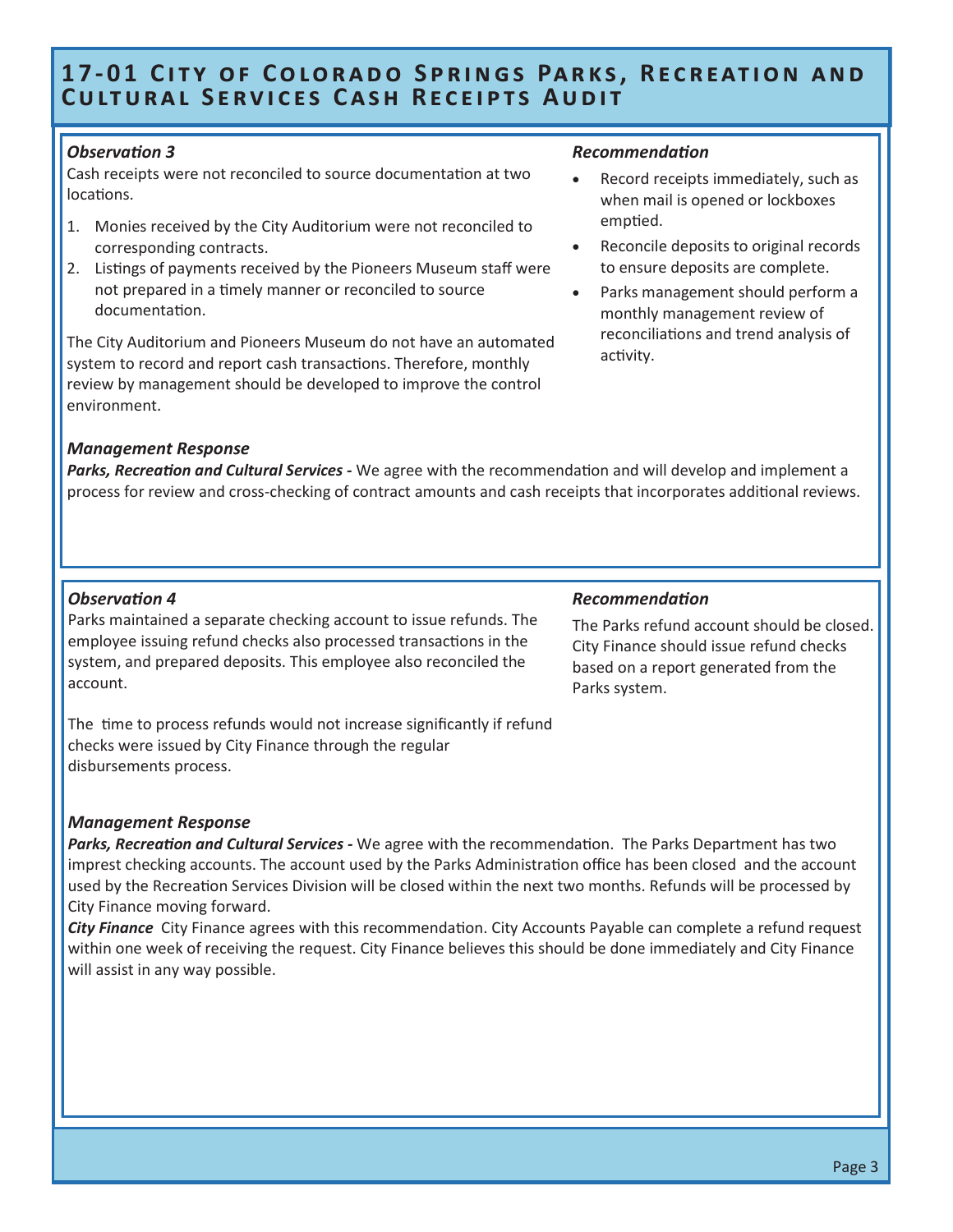# 17-01 City of Colorado Springs Parks, Recreation and Cultural Services Cash Receipts Audit

### *Observation 3*

Cash receipts were not reconciled to source documentation at two locations.

1. Monies received by the City Auditorium were not reconciled to corresponding contracts.
2. Listings of payments received by the Pioneers Museum staff were not prepared in a timely manner or reconciled to source documentation.

The City Auditorium and Pioneers Museum do not have an automated system to record and report cash transactions. Therefore, monthly review by management should be developed to improve the control environment.

### *Recommendation*

- Record receipts immediately, such as when mail is opened or lockboxes emptied.
- Reconcile deposits to original records to ensure deposits are complete.
- Parks management should perform a monthly management review of reconciliations and trend analysis of activity.

### *Management Response*

***Parks, Recreation and Cultural Services -*** We agree with the recommendation and will develop and implement a process for review and cross-checking of contract amounts and cash receipts that incorporates additional reviews.

### *Observation 4*

Parks maintained a separate checking account to issue refunds. The employee issuing refund checks also processed transactions in the system, and prepared deposits. This employee also reconciled the account.

The time to process refunds would not increase significantly if refund checks were issued by City Finance through the regular disbursements process.

### *Recommendation*

The Parks refund account should be closed. City Finance should issue refund checks based on a report generated from the Parks system.

### *Management Response*

***Parks, Recreation and Cultural Services -*** We agree with the recommendation. The Parks Department has two imprest checking accounts. The account used by the Parks Administration office has been closed and the account used by the Recreation Services Division will be closed within the next two months. Refunds will be processed by City Finance moving forward.

***City Finance*** City Finance agrees with this recommendation. City Accounts Payable can complete a refund request within one week of receiving the request. City Finance believes this should be done immediately and City Finance will assist in any way possible.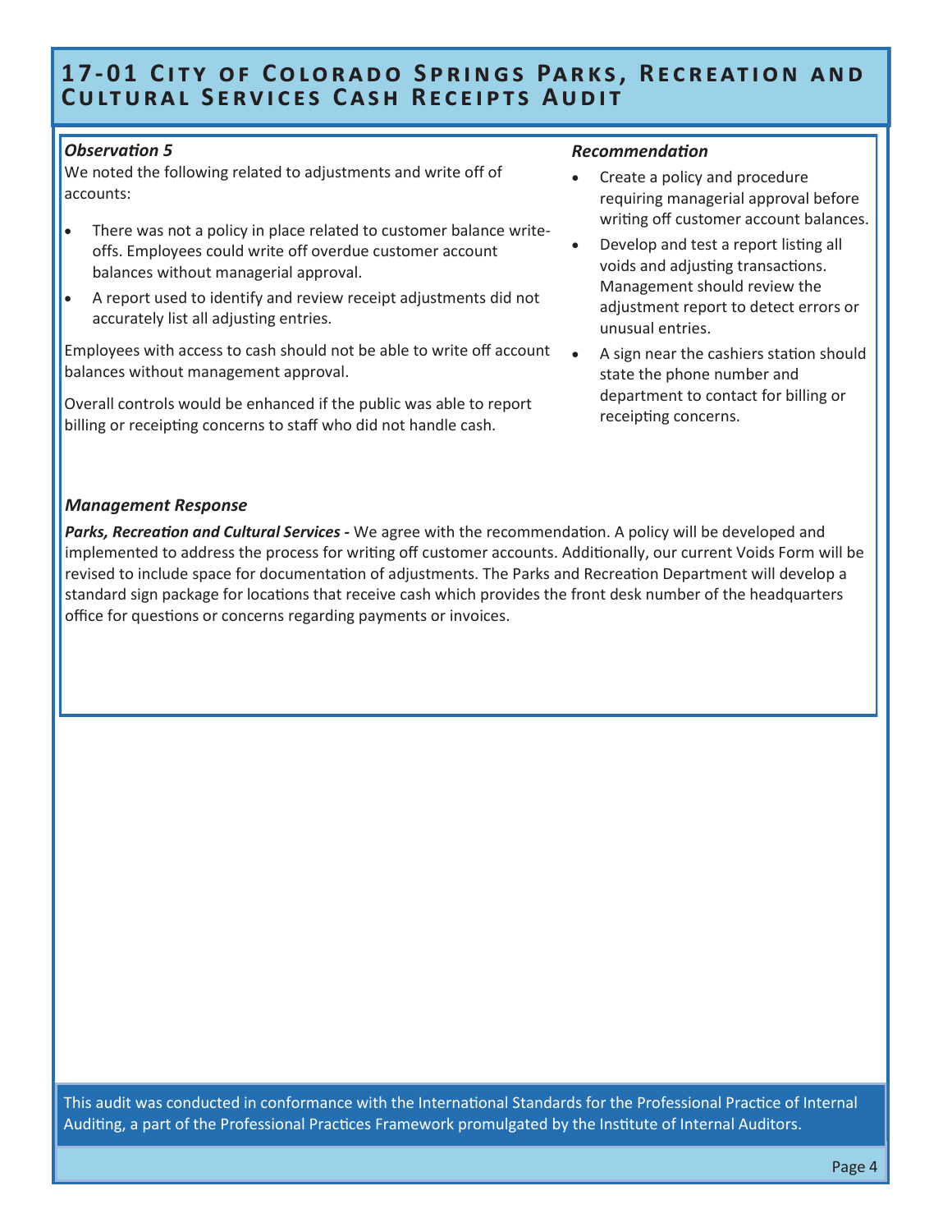# 17-01 City of Colorado Springs Parks, Recreation and Cultural Services Cash Receipts Audit

### *Observation 5*

We noted the following related to adjustments and write off of accounts:

- There was not a policy in place related to customer balance write-offs. Employees could write off overdue customer account balances without managerial approval.
- A report used to identify and review receipt adjustments did not accurately list all adjusting entries.

Employees with access to cash should not be able to write off account balances without management approval.

Overall controls would be enhanced if the public was able to report billing or receipting concerns to staff who did not handle cash.

### *Recommendation*

- Create a policy and procedure requiring managerial approval before writing off customer account balances.
- Develop and test a report listing all voids and adjusting transactions. Management should review the adjustment report to detect errors or unusual entries.
- A sign near the cashiers station should state the phone number and department to contact for billing or receipting concerns.

### *Management Response*

***Parks, Recreation and Cultural Services -*** We agree with the recommendation. A policy will be developed and implemented to address the process for writing off customer accounts. Additionally, our current Voids Form will be revised to include space for documentation of adjustments. The Parks and Recreation Department will develop a standard sign package for locations that receive cash which provides the front desk number of the headquarters office for questions or concerns regarding payments or invoices.

This audit was conducted in conformance with the International Standards for the Professional Practice of Internal Auditing, a part of the Professional Practices Framework promulgated by the Institute of Internal Auditors.